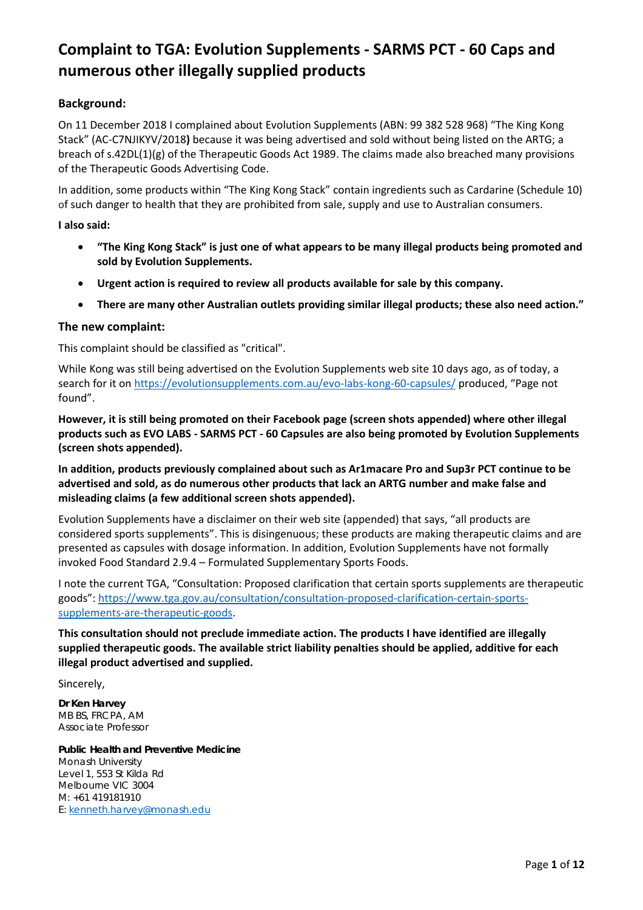# Complaint to TGA: Evolution Supplements - SARMS PCT - 60 Caps and numerous other illegally supplied products

## Background:

On 11 December 2018 I complained about Evolution Supplements (ABN: 99 382 528 968) "The King Kong Stack" (AC-C7NJIKYV/2018**)** because it was being advertised and sold without being listed on the ARTG; a breach of s.42DL(1)(g) of the Therapeutic Goods Act 1989. The claims made also breached many provisions of the Therapeutic Goods Advertising Code.

In addition, some products within "The King Kong Stack" contain ingredients such as Cardarine (Schedule 10) of such danger to health that they are prohibited from sale, supply and use to Australian consumers.

**I also said:**

- **"The King Kong Stack" is just one of what appears to be many illegal products being promoted and sold by Evolution Supplements.**
- **Urgent action is required to review all products available for sale by this company.**
- **There are many other Australian outlets providing similar illegal products; these also need action."**

## The new complaint:

This complaint should be classified as "critical".

While Kong was still being advertised on the Evolution Supplements web site 10 days ago, as of today, a search for it on https://evolutionsupplements.com.au/evo-labs-kong-60-capsules/ produced, "Page not found".

**However, it is still being promoted on their Facebook page (screen shots appended) where other illegal products such as EVO LABS - SARMS PCT - 60 Capsules are also being promoted by Evolution Supplements (screen shots appended).**

**In addition, products previously complained about such as Ar1macare Pro and Sup3r PCT continue to be advertised and sold, as do numerous other products that lack an ARTG number and make false and misleading claims (a few additional screen shots appended).**

Evolution Supplements have a disclaimer on their web site (appended) that says, "all products are considered sports supplements". This is disingenuous; these products are making therapeutic claims and are presented as capsules with dosage information. In addition, Evolution Supplements have not formally invoked Food Standard 2.9.4 – Formulated Supplementary Sports Foods.

I note the current TGA, "Consultation: Proposed clarification that certain sports supplements are therapeutic goods": https://www.tga.gov.au/consultation/consultation-proposed-clarification-certain-sports-supplements-are-therapeutic-goods.

**This consultation should not preclude immediate action. The products I have identified are illegally supplied therapeutic goods. The available strict liability penalties should be applied, additive for each illegal product advertised and supplied.**

Sincerely,

**Dr Ken Harvey**
MB BS, FRCPA, AM
Associate Professor

**Public Health and Preventive Medicine**
Monash University
Level 1, 553 St Kilda Rd
Melbourne VIC 3004
M: +61 419181910
E: kenneth.harvey@monash.edu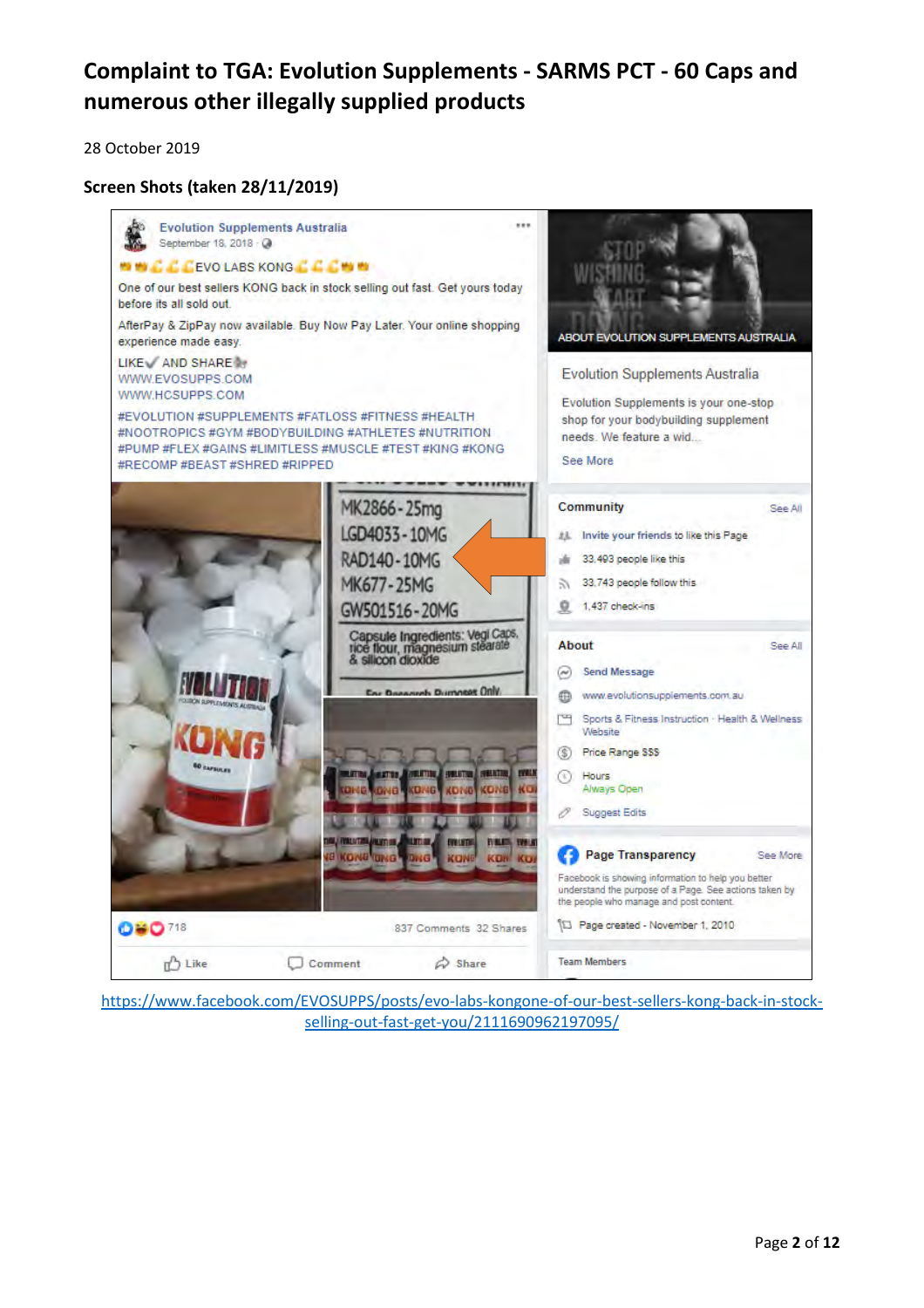# Complaint to TGA: Evolution Supplements - SARMS PCT - 60 Caps and numerous other illegally supplied products

28 October 2019

## Screen Shots (taken 28/11/2019)

Evolution Supplements Australia
September 18, 2018

EVO LABS KONG

One of our best sellers KONG back in stock selling out fast. Get yours today before its all sold out.

AfterPay & ZipPay now available. Buy Now Pay Later. Your online shopping experience made easy.

LIKE AND SHARE
WWW.EVOSUPPS.COM
WWW.HCSUPPS.COM

#EVOLUTION #SUPPLEMENTS #FATLOSS #FITNESS #HEALTH #NOOTROPICS #GYM #BODYBUILDING #ATHLETES #NUTRITION #PUMP #FLEX #GAINS #LIMITLESS #MUSCLE #TEST #KING #KONG #RECOMP #BEAST #SHRED #RIPPED

MK2866 - 25mg
LGD4033 - 10MG
RAD140 - 10MG
MK677 - 25MG
GW501516 - 20MG
Capsule Ingredients: Vegi Caps, rice flour, magnesium stearate & silicon dioxide
For Research Purposes Only

EVOLUTION
EVOLUTION SUPPLEMENTS AUSTRALIA
KONG
60 CAPSULES

718 · 837 Comments 32 Shares

Like · Comment · Share

ABOUT EVOLUTION SUPPLEMENTS AUSTRALIA

Evolution Supplements Australia

Evolution Supplements is your one-stop shop for your bodybuilding supplement needs. We feature a wid...

See More

Community · See All

Invite your friends to like this Page
33,493 people like this
33,743 people follow this
1,437 check-ins

About · See All

Send Message
www.evolutionsupplements.com.au
Sports & Fitness Instruction · Health & Wellness Website
Price Range $$$
Hours
Always Open
Suggest Edits

Page Transparency · See More

Facebook is showing information to help you better understand the purpose of a Page. See actions taken by the people who manage and post content.

Page created - November 1, 2010

Team Members

https://www.facebook.com/EVOSUPPS/posts/evo-labs-kongone-of-our-best-sellers-kong-back-in-stock-selling-out-fast-get-you/2111690962197095/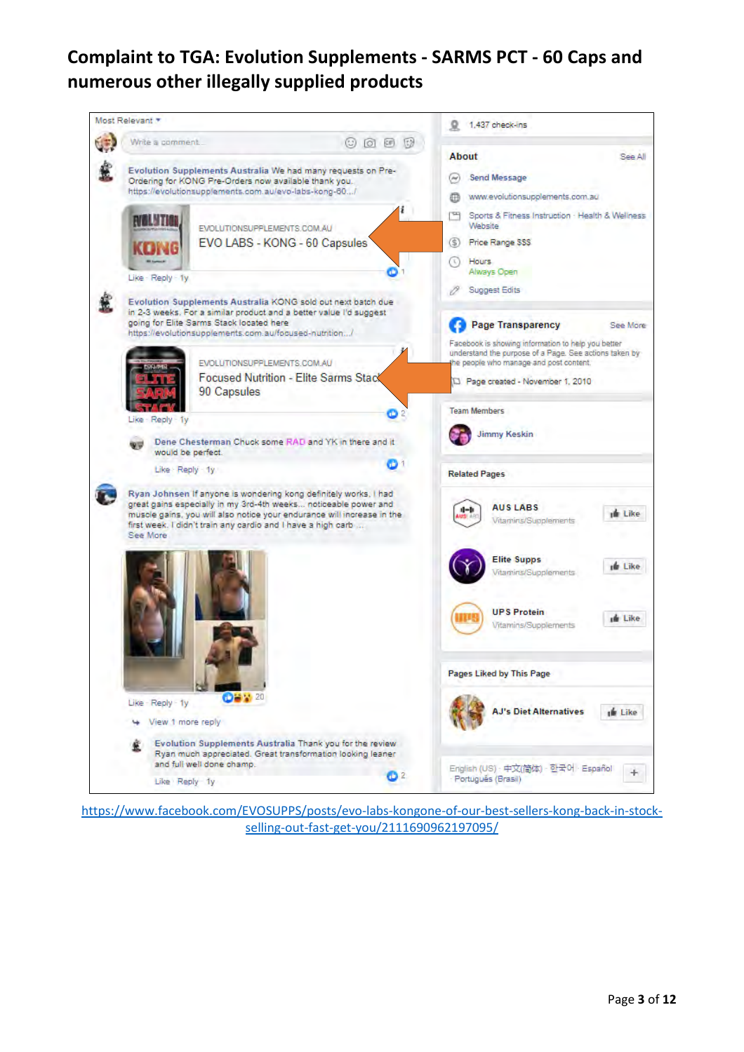## Complaint to TGA: Evolution Supplements - SARMS PCT - 60 Caps and numerous other illegally supplied products

Most Relevant

Write a comment...

**Evolution Supplements Australia** We had many requests on Pre-Ordering for KONG Pre-Orders now available thank you. https://evolutionsupplements.com.au/evo-labs-kong-60.../

EVOLUTIONSUPPLEMENTS.COM.AU
EVO LABS - KONG - 60 Capsules

Like · Reply · 1y

**Evolution Supplements Australia** KONG sold out next batch due in 2-3 weeks. For a similar product and a better value I'd suggest going for Elite Sarms Stack located here https://evolutionsupplements.com.au/focused-nutrition.../

EVOLUTIONSUPPLEMENTS.COM.AU
Focused Nutrition - Elite Sarms Stack 90 Capsules

Like · Reply · 1y

**Dene Chesterman** Chuck some RAD and YK in there and it would be perfect.

Like · Reply · 1y

**Ryan Johnsen** If anyone is wondering kong definitely works, I had great gains especially in my 3rd-4th weeks... noticeable power and muscle gains, you will also notice your endurance will increase in the first week. I didn't train any cardio and I have a high carb ...
See More

Like · Reply · 1y

View 1 more reply

**Evolution Supplements Australia** Thank you for the review Ryan much appreciated. Great transformation looking leaner and full well done champ.

Like · Reply · 1y

1,437 check-ins

**About** See All

Send Message

www.evolutionsupplements.com.au

Sports & Fitness Instruction · Health & Wellness Website

Price Range $$$

Hours
Always Open

Suggest Edits

**Page Transparency** See More

Facebook is showing information to help you better understand the purpose of a Page. See actions taken by the people who manage and post content.

Page created - November 1, 2010

Team Members

Jimmy Keskin

Related Pages

AUS LABS
Vitamins/Supplements

Elite Supps
Vitamins/Supplements

UPS Protein
Vitamins/Supplements

Pages Liked by This Page

AJ's Diet Alternatives

English (US) · 中文(简体) · 한국어 · Español · Português (Brasil)

https://www.facebook.com/EVOSUPPS/posts/evo-labs-kongone-of-our-best-sellers-kong-back-in-stock-selling-out-fast-get-you/2111690962197095/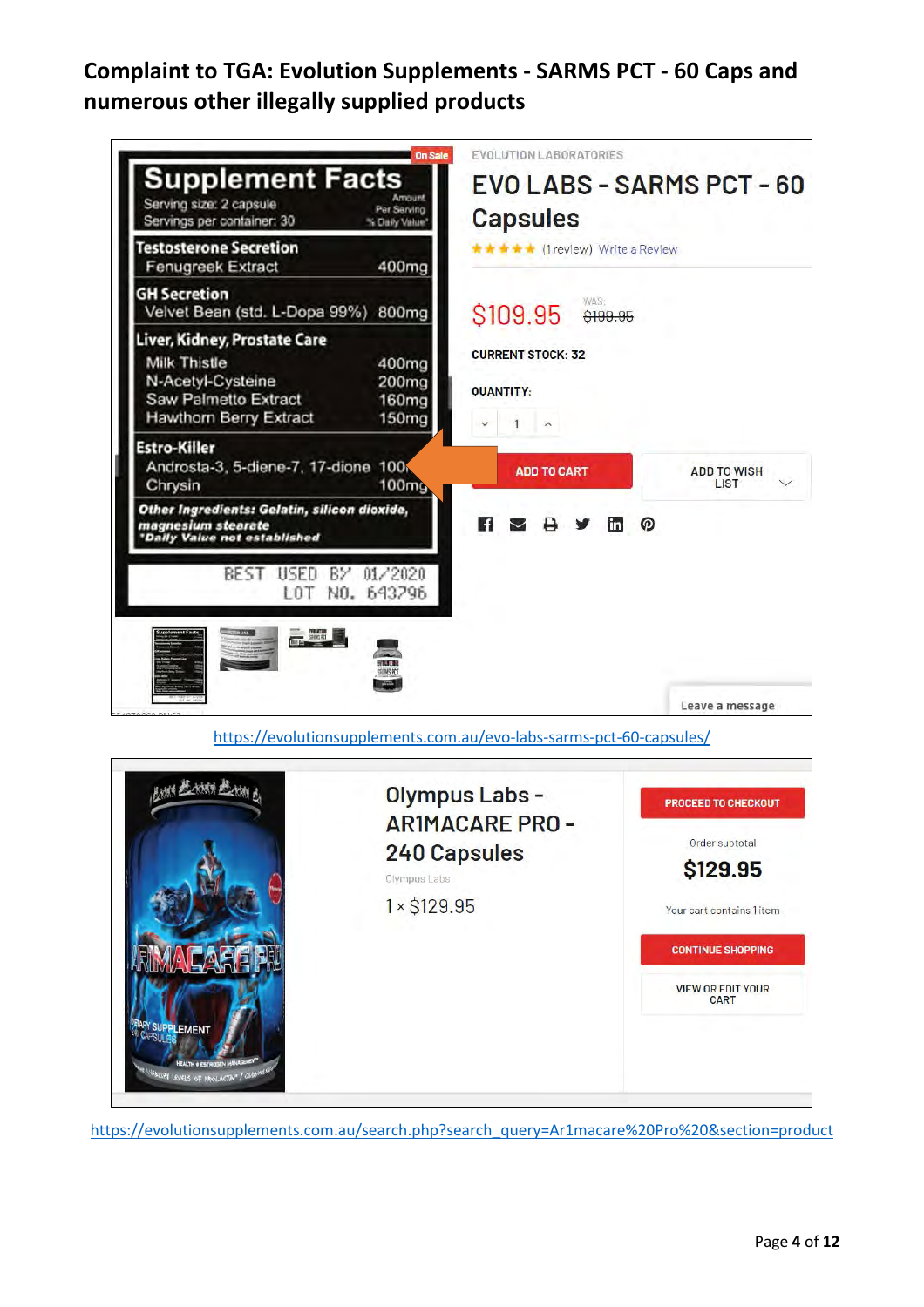**Complaint to TGA: Evolution Supplements - SARMS PCT - 60 Caps and numerous other illegally supplied products**

**Supplement Facts**

Serving size: 2 capsule
Servings per container: 30

| | Amount Per Serving | % Daily Value* |
|---|---|---|
| **Testosterone Secretion** | | |
| Fenugreek Extract | 400mg | |
| **GH Secretion** | | |
| Velvet Bean (std. L-Dopa 99%) | 800mg | |
| **Liver, Kidney, Prostate Care** | | |
| Milk Thistle | 400mg | |
| N-Acetyl-Cysteine | 200mg | |
| Saw Palmetto Extract | 160mg | |
| Hawthorn Berry Extract | 150mg | |
| **Estro-Killer** | | |
| Androsta-3, 5-diene-7, 17-dione | 100 | |
| Chrysin | 100mg | |

*Other Ingredients: Gelatin, silicon dioxide, magnesium stearate*
*\*Daily Value not established*

BEST USED BY 01/2020
LOT NO. 643796

EVOLUTION LABORATORIES

EVO LABS - SARMS PCT - 60 Capsules

★★★★★ (1 review) Write a Review

$109.95 WAS: ~~$199.95~~

CURRENT STOCK: 32

QUANTITY: 1

ADD TO CART | ADD TO WISH LIST

Leave a message

https://evolutionsupplements.com.au/evo-labs-sarms-pct-60-capsules/

Olympus Labs - AR1MACARE PRO - 240 Capsules

Olympus Labs

1 × $129.95

PROCEED TO CHECKOUT

Order subtotal

$129.95

Your cart contains 1 item

CONTINUE SHOPPING

VIEW OR EDIT YOUR CART

https://evolutionsupplements.com.au/search.php?search_query=Ar1macare%20Pro%20&section=product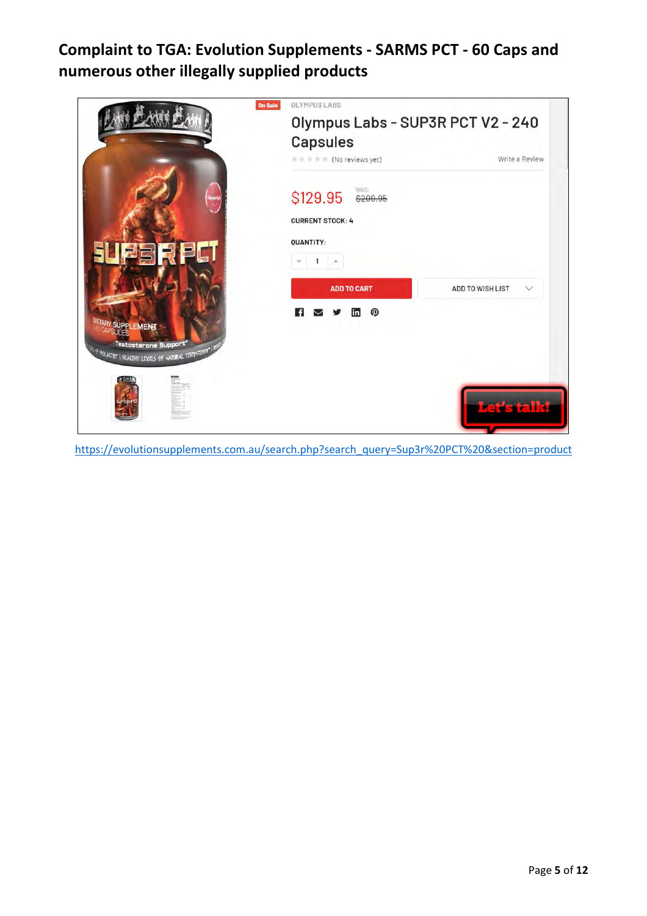**Complaint to TGA: Evolution Supplements - SARMS PCT - 60 Caps and numerous other illegally supplied products**

On Sale

OLYMPUS LABS

Olympus Labs - SUP3R PCT V2 - 240 Capsules

(No reviews yet) Write a Review

$129.95 WAS: ~~$209.95~~

CURRENT STOCK: 4

QUANTITY:

1

ADD TO CART

ADD TO WISH LIST

Let's talk!

https://evolutionsupplements.com.au/search.php?search_query=Sup3r%20PCT%20&section=product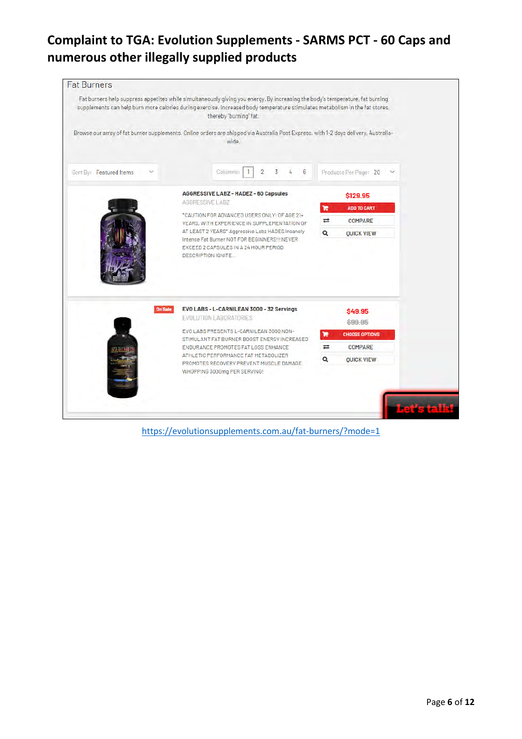# Complaint to TGA: Evolution Supplements - SARMS PCT - 60 Caps and numerous other illegally supplied products

Fat Burners

Fat burners help suppress appetites while simultaneously giving you energy. By increasing the body's temperature, fat burning supplements can help burn more calories during exercise. Increased body temperature stimulates metabolism in the fat stores, thereby "burning" fat.

Browse our array of fat burner supplements. Online orders are shipped via Australia Post Express, with 1-2 days delivery, Australia-wide.

Sort By: Featured Items | Columns: 1 2 3 4 6 | Products Per Page: 20

**AGGRESSIVE LABZ - HADEZ - 60 Capsules**
AGGRESSIVE LABZ

*CAUTION FOR ADVANCED USERS ONLY! OF AGE 21+ YEARS, WITH EXPERIENCE IN SUPPLEMENTATION OF AT LEAST 2 YEARS* Aggressive Labz HADES Insanely Intense Fat Burner NOT FOR BEGINNERS!!!NEVER EXCEED 2 CAPSULES IN A 24 HOUR PERIOD DESCRIPTION IGNITE...

$129.95

ADD TO CART | COMPARE | QUICK VIEW

On Sale

**EVO LABS - L-CARNILEAN 3000 - 32 Servings**
EVOLUTION LABORATORIES

EVO LABS PRESENTS L-CARNILEAN 3000 NON-STIMULANT FAT BURNER BOOST ENERGY INCREASED ENDURANCE PROMOTES FAT LOSS ENHANCE ATHLETIC PERFORMANCE FAT METABOLIZER PROMOTES RECOVERY PREVENT MUSCLE DAMAGE WHOPPING 3000mg PER SERVING!

$49.95
~~$89.95~~

CHOOSE OPTIONS | COMPARE | QUICK VIEW

Let's talk!

https://evolutionsupplements.com.au/fat-burners/?mode=1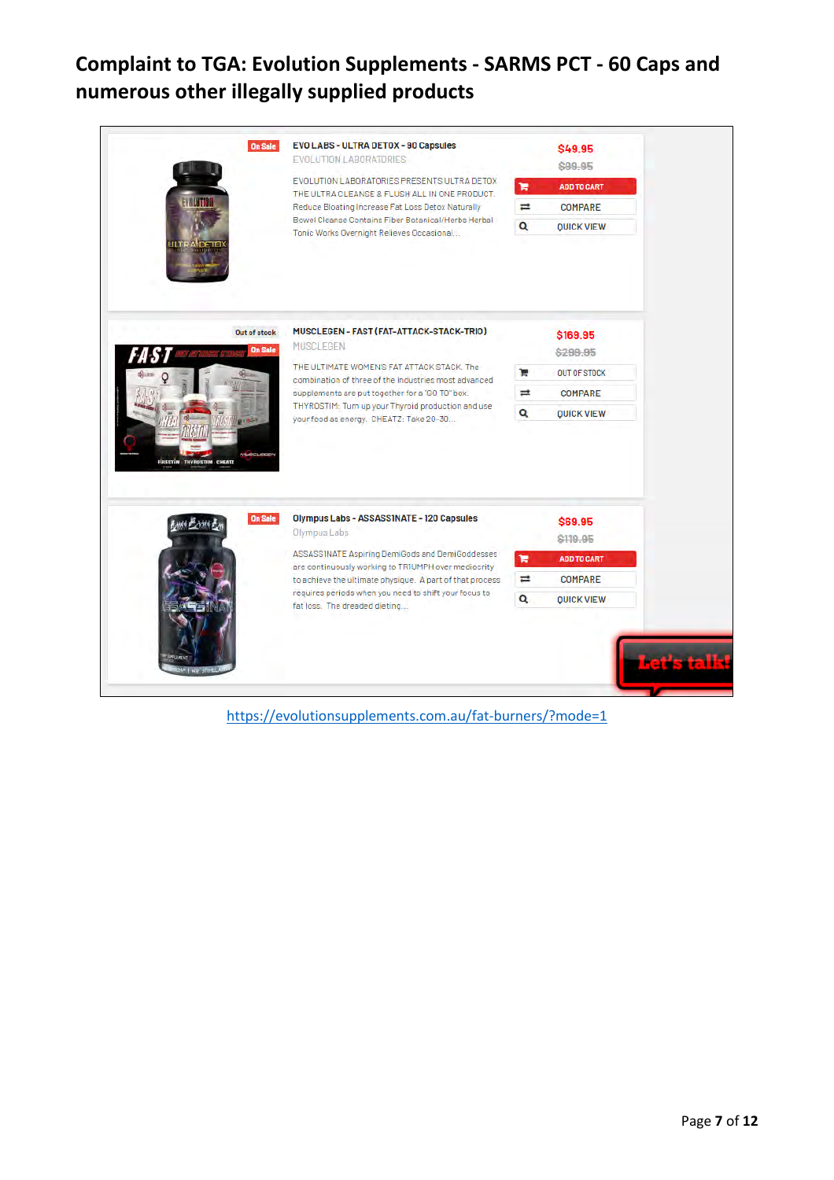# Complaint to TGA: Evolution Supplements - SARMS PCT - 60 Caps and numerous other illegally supplied products

On Sale

**EVO LABS - ULTRA DETOX - 90 Capsules**

EVOLUTION LABORATORIES

EVOLUTION LABORATORIES PRESENTS ULTRA DETOX THE ULTRA CLEANSE & FLUSH ALL IN ONE PRODUCT. Reduce Bloating Increase Fat Loss Detox Naturally Bowel Cleanse Contains Fiber Botanical/Herbs Herbal Tonic Works Overnight Relieves Occasional...

$49.95
~~$99.95~~

ADD TO CART
COMPARE
QUICK VIEW

Out of stock
On Sale

**MUSCLEGEN - FAST (FAT-ATTACK-STACK-TRIO)**

MUSCLEGEN

THE ULTIMATE WOMENS FAT ATTACK STACK. The combination of three of the industries most advanced supplements are put together for a 'GO TO' box. THYROSTIM: Turn up your Thyroid production and use your food as energy. CHEATZ: Take 20-30...

$169.95
~~$299.95~~

OUT OF STOCK
COMPARE
QUICK VIEW

On Sale

**Olympus Labs - ASSASSINATE - 120 Capsules**

Olympus Labs

ASSASSINATE Aspiring DemiGods and DemiGoddesses are continuously working to TRIUMPH over mediocrity to achieve the ultimate physique. A part of that process requires periods when you need to shift your focus to fat loss. The dreaded dieting...

$69.95
~~$119.95~~

ADD TO CART
COMPARE
QUICK VIEW

Let's talk!

https://evolutionsupplements.com.au/fat-burners/?mode=1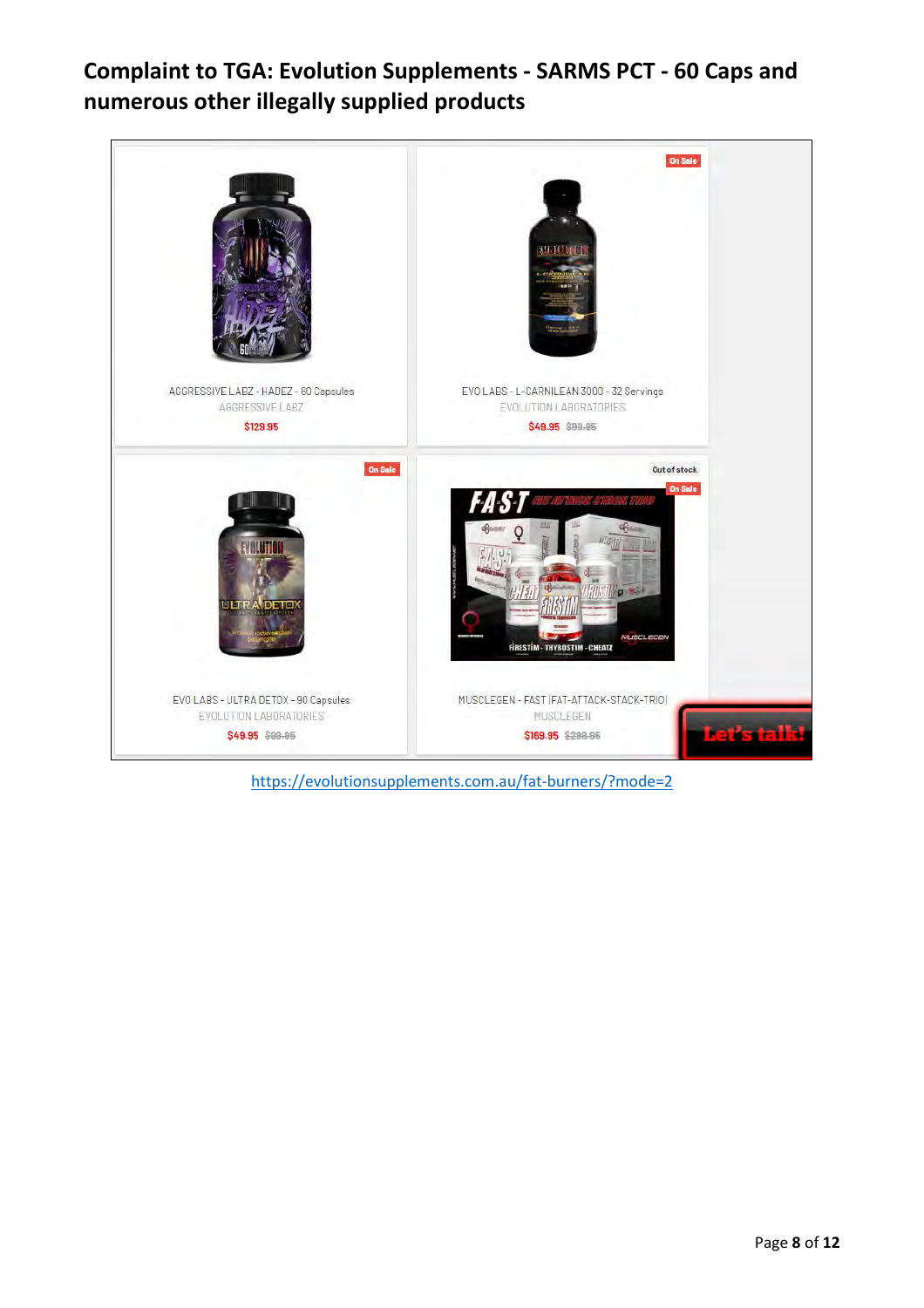# Complaint to TGA: Evolution Supplements - SARMS PCT - 60 Caps and numerous other illegally supplied products

AGGRESSIVE LABZ - HADEZ - 60 Capsules
AGGRESSIVE LABZ
$129.95

On Sale
EVO LABS - L-CARNILEAN 3000 - 32 Servings
EVOLUTION LABORATORIES
$49.95 $99.95

On Sale
EVO LABS - ULTRA DETOX - 90 Capsules
EVOLUTION LABORATORIES
$49.95 $99.95

Out of stock
On Sale
MUSCLEGEN - FAST [FAT-ATTACK-STACK-TRIO]
MUSCLEGEN
$169.95 $299.95

Let's talk!

https://evolutionsupplements.com.au/fat-burners/?mode=2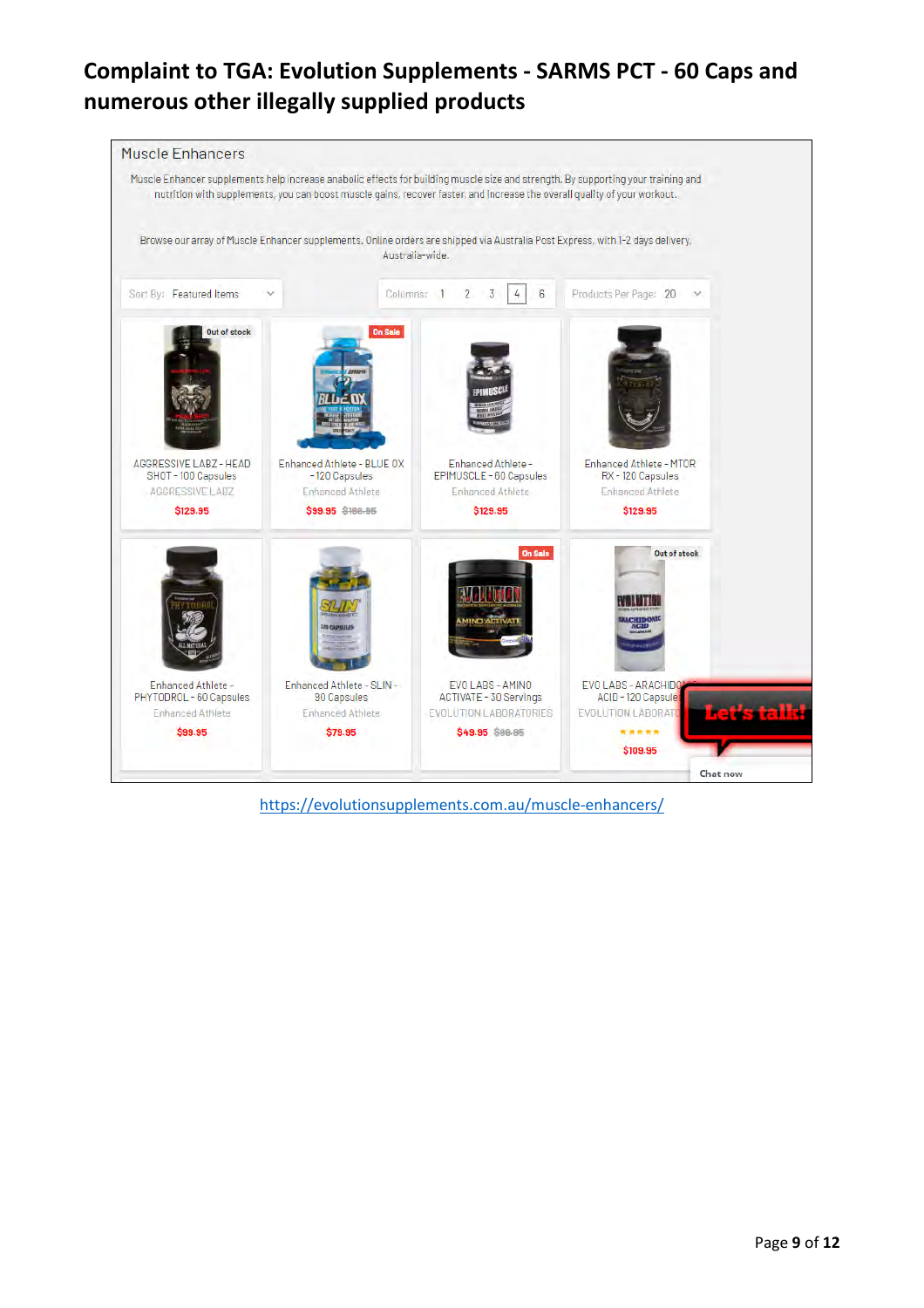## Complaint to TGA: Evolution Supplements - SARMS PCT - 60 Caps and numerous other illegally supplied products

Muscle Enhancers

Muscle Enhancer supplements help increase anabolic effects for building muscle size and strength. By supporting your training and nutrition with supplements, you can boost muscle gains, recover faster, and increase the overall quality of your workout.

Browse our array of Muscle Enhancer supplements. Online orders are shipped via Australia Post Express, with 1-2 days delivery, Australia-wide.

Sort By: Featured Items | Columns: 1 2 3 4 6 | Products Per Page: 20

| Product | Brand | Price | Status |
|---|---|---|---|
| AGGRESSIVE LABZ - HEAD SHOT - 100 Capsules | AGGRESSIVE LABZ | $129.95 | Out of stock |
| Enhanced Athlete - BLUE OX - 120 Capsules | Enhanced Athlete | $99.95 ~~$166.95~~ | On Sale |
| Enhanced Athlete - EPIMUSCLE - 60 Capsules | Enhanced Athlete | $129.95 | |
| Enhanced Athlete - MTOR RX - 120 Capsules | Enhanced Athlete | $129.95 | |
| Enhanced Athlete - PHYTODROL - 60 Capsules | Enhanced Athlete | $99.95 | |
| Enhanced Athlete - SLIN - 90 Capsules | Enhanced Athlete | $79.95 | |
| EVO LABS - AMINO ACTIVATE - 30 Servings | EVOLUTION LABORATORIES | $49.95 ~~$86.95~~ | On Sale |
| EVO LABS - ARACHIDONIC ACID - 120 Capsules | EVOLUTION LABORATORIES | $109.95 | Out of stock |

https://evolutionsupplements.com.au/muscle-enhancers/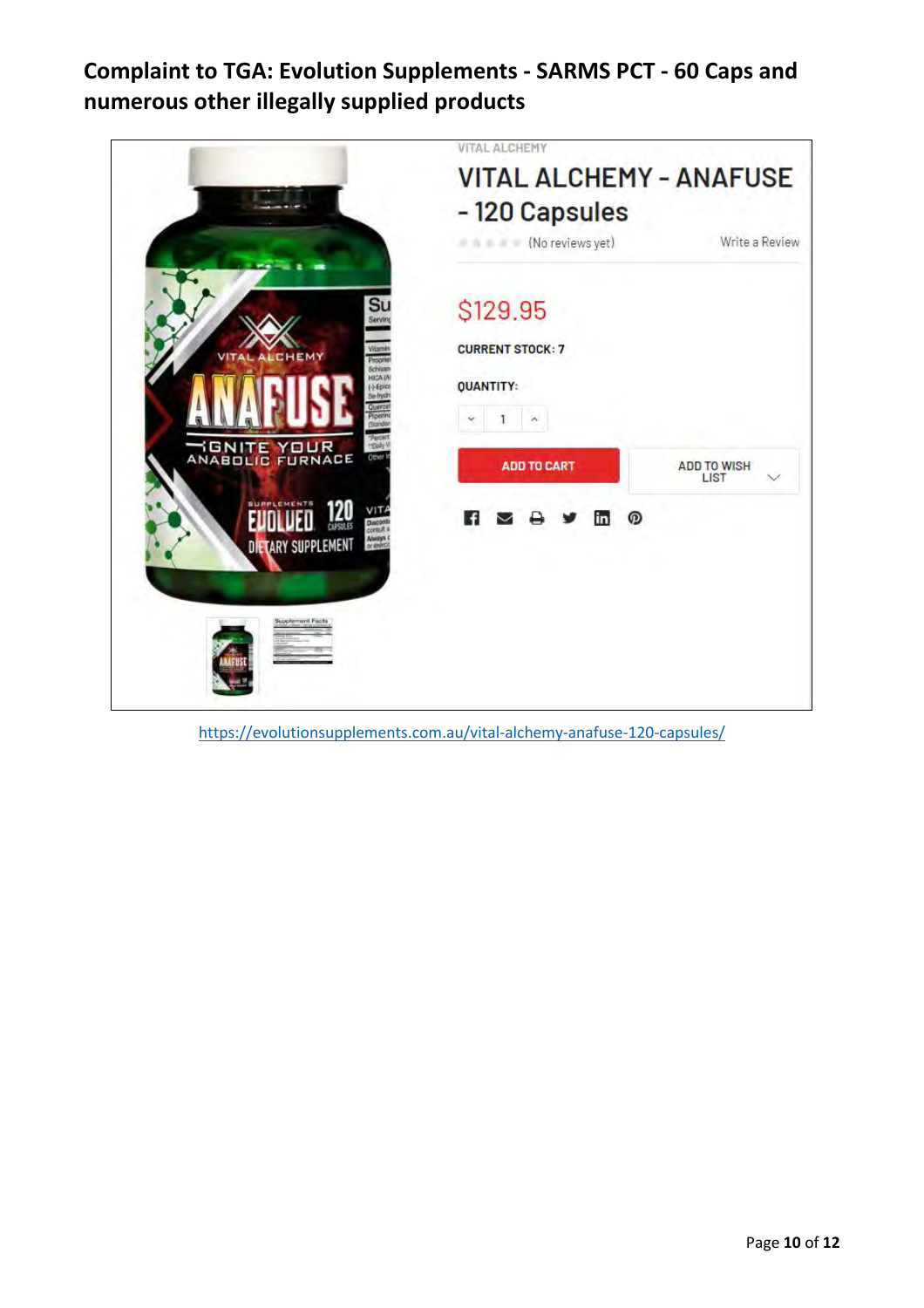# Complaint to TGA: Evolution Supplements - SARMS PCT - 60 Caps and numerous other illegally supplied products

VITAL ALCHEMY

## VITAL ALCHEMY - ANAFUSE - 120 Capsules

(No reviews yet) Write a Review

$129.95

CURRENT STOCK: 7

QUANTITY: 1

ADD TO CART

ADD TO WISH LIST

https://evolutionsupplements.com.au/vital-alchemy-anafuse-120-capsules/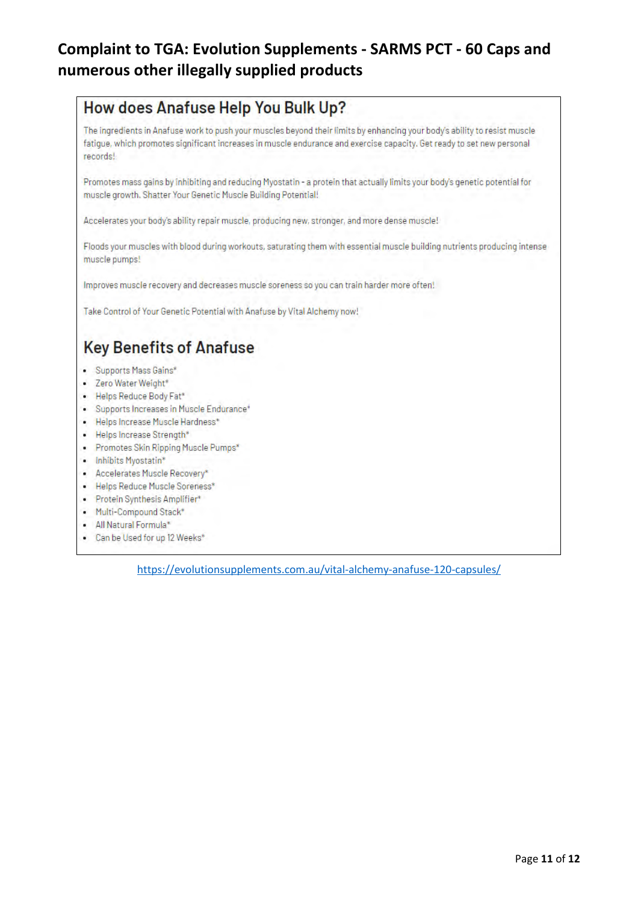# Complaint to TGA: Evolution Supplements - SARMS PCT - 60 Caps and numerous other illegally supplied products

## How does Anafuse Help You Bulk Up?

The ingredients in Anafuse work to push your muscles beyond their limits by enhancing your body's ability to resist muscle fatigue, which promotes significant increases in muscle endurance and exercise capacity. Get ready to set new personal records!

Promotes mass gains by inhibiting and reducing Myostatin - a protein that actually limits your body's genetic potential for muscle growth. Shatter Your Genetic Muscle Building Potential!

Accelerates your body's ability repair muscle, producing new, stronger, and more dense muscle!

Floods your muscles with blood during workouts, saturating them with essential muscle building nutrients producing intense muscle pumps!

Improves muscle recovery and decreases muscle soreness so you can train harder more often!

Take Control of Your Genetic Potential with Anafuse by Vital Alchemy now!

## Key Benefits of Anafuse

- Supports Mass Gains*
- Zero Water Weight*
- Helps Reduce Body Fat*
- Supports Increases in Muscle Endurance*
- Helps Increase Muscle Hardness*
- Helps Increase Strength*
- Promotes Skin Ripping Muscle Pumps*
- Inhibits Myostatin*
- Accelerates Muscle Recovery*
- Helps Reduce Muscle Soreness*
- Protein Synthesis Amplifier*
- Multi-Compound Stack*
- All Natural Formula*
- Can be Used for up 12 Weeks*

https://evolutionsupplements.com.au/vital-alchemy-anafuse-120-capsules/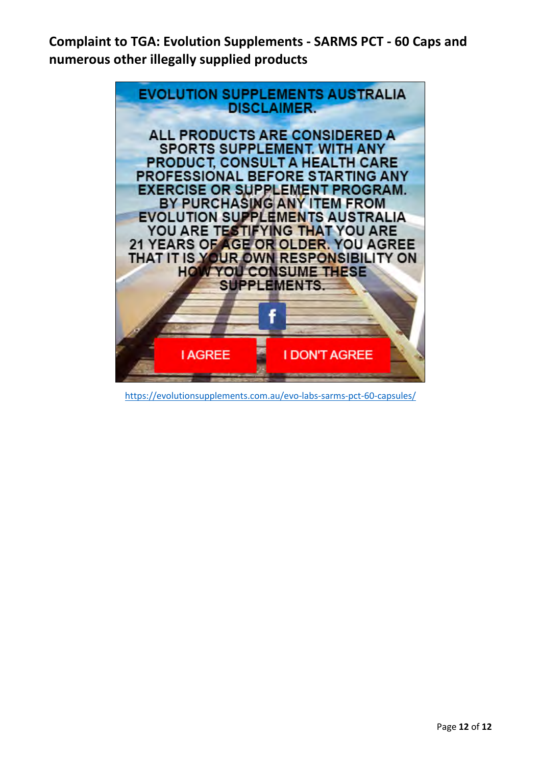**Complaint to TGA: Evolution Supplements - SARMS PCT - 60 Caps and numerous other illegally supplied products**

EVOLUTION SUPPLEMENTS AUSTRALIA DISCLAIMER.

ALL PRODUCTS ARE CONSIDERED A SPORTS SUPPLEMENT. WITH ANY PRODUCT, CONSULT A HEALTH CARE PROFESSIONAL BEFORE STARTING ANY EXERCISE OR SUPPLEMENT PROGRAM. BY PURCHASING ANY ITEM FROM EVOLUTION SUPPLEMENTS AUSTRALIA YOU ARE TESTIFYING THAT YOU ARE 21 YEARS OF AGE OR OLDER. YOU AGREE THAT IT IS YOUR OWN RESPONSIBILITY ON HOW YOU CONSUME THESE SUPPLEMENTS.

I AGREE I DON'T AGREE

https://evolutionsupplements.com.au/evo-labs-sarms-pct-60-capsules/